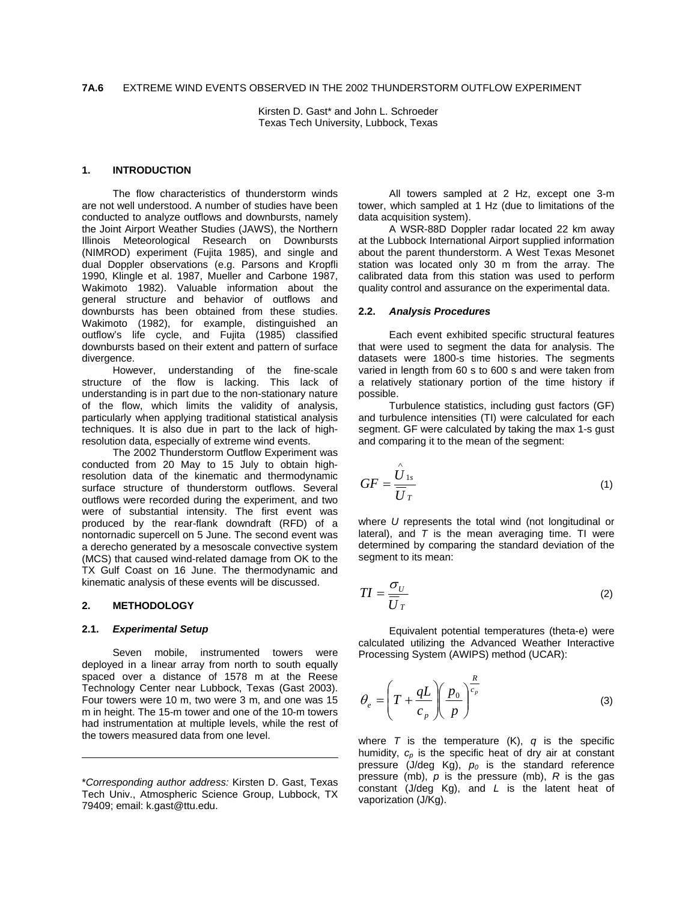# 7A.6 EXTREME WIND EVENTS OBSERVED IN THE 2002 THUNDERSTORM OUTFLOW EXPERIMENT

Kirsten D. Gast* and John L. Schroeder
Texas Tech University, Lubbock, Texas

## 1. INTRODUCTION

The flow characteristics of thunderstorm winds are not well understood. A number of studies have been conducted to analyze outflows and downbursts, namely the Joint Airport Weather Studies (JAWS), the Northern Illinois Meteorological Research on Downbursts (NIMROD) experiment (Fujita 1985), and single and dual Doppler observations (e.g. Parsons and Kropfli 1990, Klingle et al. 1987, Mueller and Carbone 1987, Wakimoto 1982). Valuable information about the general structure and behavior of outflows and downbursts has been obtained from these studies. Wakimoto (1982), for example, distinguished an outflow's life cycle, and Fujita (1985) classified downbursts based on their extent and pattern of surface divergence.

However, understanding of the fine-scale structure of the flow is lacking. This lack of understanding is in part due to the non-stationary nature of the flow, which limits the validity of analysis, particularly when applying traditional statistical analysis techniques. It is also due in part to the lack of high-resolution data, especially of extreme wind events.

The 2002 Thunderstorm Outflow Experiment was conducted from 20 May to 15 July to obtain high-resolution data of the kinematic and thermodynamic surface structure of thunderstorm outflows. Several outflows were recorded during the experiment, and two were of substantial intensity. The first event was produced by the rear-flank downdraft (RFD) of a nontornadic supercell on 5 June. The second event was a derecho generated by a mesoscale convective system (MCS) that caused wind-related damage from OK to the TX Gulf Coast on 16 June. The thermodynamic and kinematic analysis of these events will be discussed.

## 2. METHODOLOGY

### 2.1. *Experimental Setup*

Seven mobile, instrumented towers were deployed in a linear array from north to south equally spaced over a distance of 1578 m at the Reese Technology Center near Lubbock, Texas (Gast 2003). Four towers were 10 m, two were 3 m, and one was 15 m in height. The 15-m tower and one of the 10-m towers had instrumentation at multiple levels, while the rest of the towers measured data from one level.

All towers sampled at 2 Hz, except one 3-m tower, which sampled at 1 Hz (due to limitations of the data acquisition system).

A WSR-88D Doppler radar located 22 km away at the Lubbock International Airport supplied information about the parent thunderstorm. A West Texas Mesonet station was located only 30 m from the array. The calibrated data from this station was used to perform quality control and assurance on the experimental data.

### 2.2. *Analysis Procedures*

Each event exhibited specific structural features that were used to segment the data for analysis. The datasets were 1800-s time histories. The segments varied in length from 60 s to 600 s and were taken from a relatively stationary portion of the time history if possible.

Turbulence statistics, including gust factors (GF) and turbulence intensities (TI) were calculated for each segment. GF were calculated by taking the max 1-s gust and comparing it to the mean of the segment:

$$GF = \frac{\hat{U}_{1s}}{\overline{U}_T} \tag{1}$$

where $U$ represents the total wind (not longitudinal or lateral), and $T$ is the mean averaging time. TI were determined by comparing the standard deviation of the segment to its mean:

$$TI = \frac{\sigma_U}{\overline{U}_T} \tag{2}$$

Equivalent potential temperatures (theta-e) were calculated utilizing the Advanced Weather Interactive Processing System (AWIPS) method (UCAR):

$$\theta_e = \left(T + \frac{qL}{c_p}\right)\left(\frac{p_0}{p}\right)^{\frac{R}{c_p}} \tag{3}$$

where $T$ is the temperature (K), $q$ is the specific humidity, $c_p$ is the specific heat of dry air at constant pressure (J/deg Kg), $p_0$ is the standard reference pressure (mb), $p$ is the pressure (mb), $R$ is the gas constant (J/deg Kg), and $L$ is the latent heat of vaporization (J/Kg).

---

\**Corresponding author address:* Kirsten D. Gast, Texas Tech Univ., Atmospheric Science Group, Lubbock, TX 79409; email: k.gast@ttu.edu.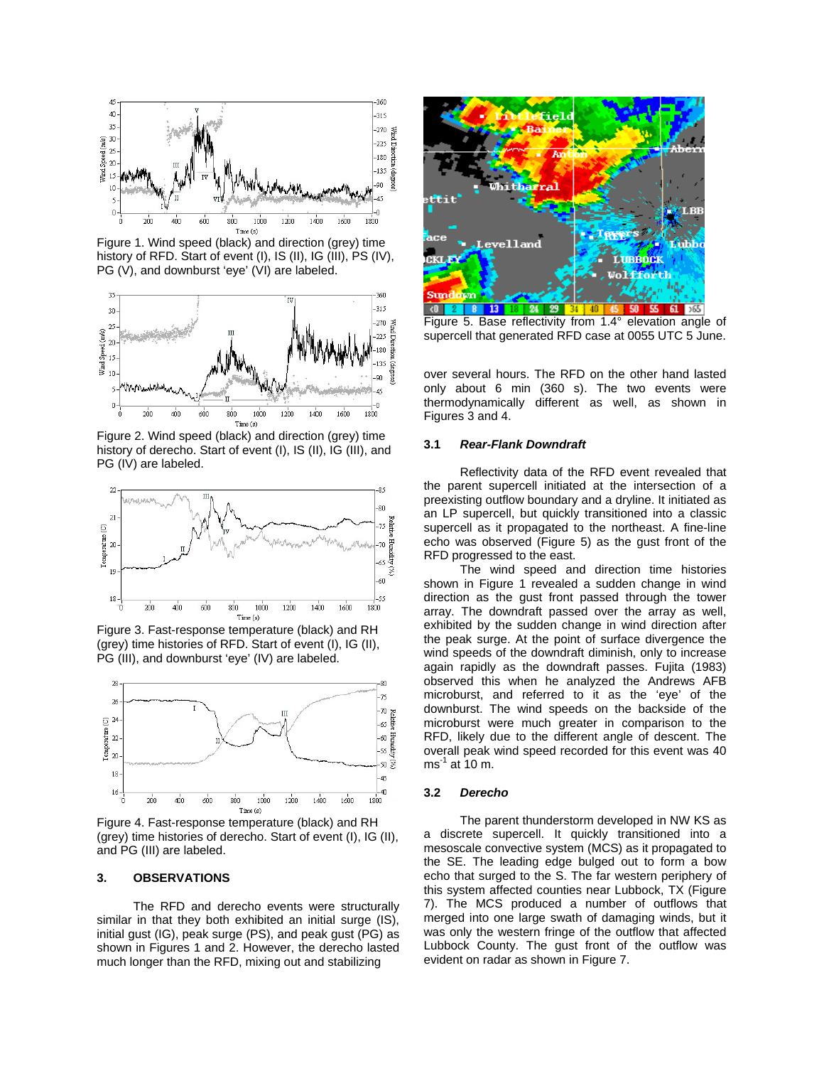Figure 1. Wind speed (black) and direction (grey) time history of RFD. Start of event (I), IS (II), IG (III), PS (IV), PG (V), and downburst 'eye' (VI) are labeled.

Figure 2. Wind speed (black) and direction (grey) time history of derecho. Start of event (I), IS (II), IG (III), and PG (IV) are labeled.

Figure 3. Fast-response temperature (black) and RH (grey) time histories of RFD. Start of event (I), IG (II), PG (III), and downburst 'eye' (IV) are labeled.

Figure 4. Fast-response temperature (black) and RH (grey) time histories of derecho. Start of event (I), IG (II), and PG (III) are labeled.

## 3. OBSERVATIONS

The RFD and derecho events were structurally similar in that they both exhibited an initial surge (IS), initial gust (IG), peak surge (PS), and peak gust (PG) as shown in Figures 1 and 2. However, the derecho lasted much longer than the RFD, mixing out and stabilizing over several hours. The RFD on the other hand lasted only about 6 min (360 s). The two events were thermodynamically different as well, as shown in Figures 3 and 4.

Figure 5. Base reflectivity from 1.4° elevation angle of supercell that generated RFD case at 0055 UTC 5 June.

### 3.1 *Rear-Flank Downdraft*

Reflectivity data of the RFD event revealed that the parent supercell initiated at the intersection of a preexisting outflow boundary and a dryline. It initiated as an LP supercell, but quickly transitioned into a classic supercell as it propagated to the northeast. A fine-line echo was observed (Figure 5) as the gust front of the RFD progressed to the east.

The wind speed and direction time histories shown in Figure 1 revealed a sudden change in wind direction as the gust front passed through the tower array. The downdraft passed over the array as well, exhibited by the sudden change in wind direction after the peak surge. At the point of surface divergence the wind speeds of the downdraft diminish, only to increase again rapidly as the downdraft passes. Fujita (1983) observed this when he analyzed the Andrews AFB microburst, and referred to it as the 'eye' of the downburst. The wind speeds on the backside of the microburst were much greater in comparison to the RFD, likely due to the different angle of descent. The overall peak wind speed recorded for this event was 40 ms$^{-1}$ at 10 m.

### 3.2 *Derecho*

The parent thunderstorm developed in NW KS as a discrete supercell. It quickly transitioned into a mesoscale convective system (MCS) as it propagated to the SE. The leading edge bulged out to form a bow echo that surged to the S. The far western periphery of this system affected counties near Lubbock, TX (Figure 7). The MCS produced a number of outflows that merged into one large swath of damaging winds, but it was only the western fringe of the outflow that affected Lubbock County. The gust front of the outflow was evident on radar as shown in Figure 7.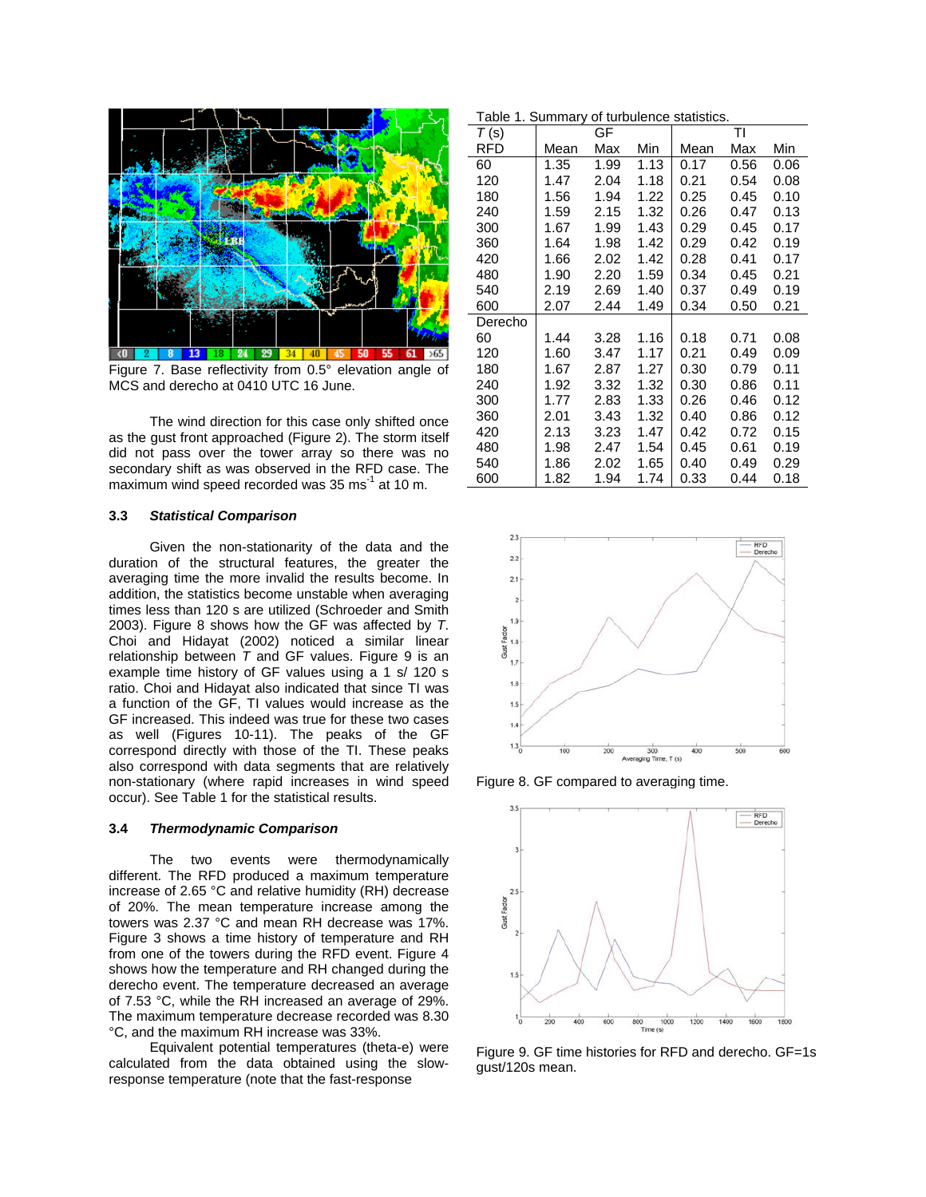Figure 7. Base reflectivity from 0.5° elevation angle of MCS and derecho at 0410 UTC 16 June.

The wind direction for this case only shifted once as the gust front approached (Figure 2). The storm itself did not pass over the tower array so there was no secondary shift as was observed in the RFD case. The maximum wind speed recorded was 35 ms$^{-1}$ at 10 m.

### 3.3 *Statistical Comparison*

Given the non-stationarity of the data and the duration of the structural features, the greater the averaging time the more invalid the results become. In addition, the statistics become unstable when averaging times less than 120 s are utilized (Schroeder and Smith 2003). Figure 8 shows how the GF was affected by *T*. Choi and Hidayat (2002) noticed a similar linear relationship between *T* and GF values. Figure 9 is an example time history of GF values using a 1 s/ 120 s ratio. Choi and Hidayat also indicated that since TI was a function of the GF, TI values would increase as the GF increased. This indeed was true for these two cases as well (Figures 10-11). The peaks of the GF correspond directly with those of the TI. These peaks also correspond with data segments that are relatively non-stationary (where rapid increases in wind speed occur). See Table 1 for the statistical results.

### 3.4 *Thermodynamic Comparison*

The two events were thermodynamically different. The RFD produced a maximum temperature increase of 2.65 °C and relative humidity (RH) decrease of 20%. The mean temperature increase among the towers was 2.37 °C and mean RH decrease was 17%. Figure 3 shows a time history of temperature and RH from one of the towers during the RFD event. Figure 4 shows how the temperature and RH changed during the derecho event. The temperature decreased an average of 7.53 °C, while the RH increased an average of 29%. The maximum temperature decrease recorded was 8.30 °C, and the maximum RH increase was 33%.

Equivalent potential temperatures (theta-e) were calculated from the data obtained using the slow-response temperature (note that the fast-response

Table 1. Summary of turbulence statistics.

| *T* (s) | GF | | | TI | | |
|---|---|---|---|---|---|---|
| RFD | Mean | Max | Min | Mean | Max | Min |
| 60 | 1.35 | 1.99 | 1.13 | 0.17 | 0.56 | 0.06 |
| 120 | 1.47 | 2.04 | 1.18 | 0.21 | 0.54 | 0.08 |
| 180 | 1.56 | 1.94 | 1.22 | 0.25 | 0.45 | 0.10 |
| 240 | 1.59 | 2.15 | 1.32 | 0.26 | 0.47 | 0.13 |
| 300 | 1.67 | 1.99 | 1.43 | 0.29 | 0.45 | 0.17 |
| 360 | 1.64 | 1.98 | 1.42 | 0.29 | 0.42 | 0.19 |
| 420 | 1.66 | 2.02 | 1.42 | 0.28 | 0.41 | 0.17 |
| 480 | 1.90 | 2.20 | 1.59 | 0.34 | 0.45 | 0.21 |
| 540 | 2.19 | 2.69 | 1.40 | 0.37 | 0.49 | 0.19 |
| 600 | 2.07 | 2.44 | 1.49 | 0.34 | 0.50 | 0.21 |
| Derecho | | | | | | |
| 60 | 1.44 | 3.28 | 1.16 | 0.18 | 0.71 | 0.08 |
| 120 | 1.60 | 3.47 | 1.17 | 0.21 | 0.49 | 0.09 |
| 180 | 1.67 | 2.87 | 1.27 | 0.30 | 0.79 | 0.11 |
| 240 | 1.92 | 3.32 | 1.32 | 0.30 | 0.86 | 0.11 |
| 300 | 1.77 | 2.83 | 1.33 | 0.26 | 0.46 | 0.12 |
| 360 | 2.01 | 3.43 | 1.32 | 0.40 | 0.86 | 0.12 |
| 420 | 2.13 | 3.23 | 1.47 | 0.42 | 0.72 | 0.15 |
| 480 | 1.98 | 2.47 | 1.54 | 0.45 | 0.61 | 0.19 |
| 540 | 1.86 | 2.02 | 1.65 | 0.40 | 0.49 | 0.29 |
| 600 | 1.82 | 1.94 | 1.74 | 0.33 | 0.44 | 0.18 |

Figure 8. GF compared to averaging time.

Figure 9. GF time histories for RFD and derecho. GF=1s gust/120s mean.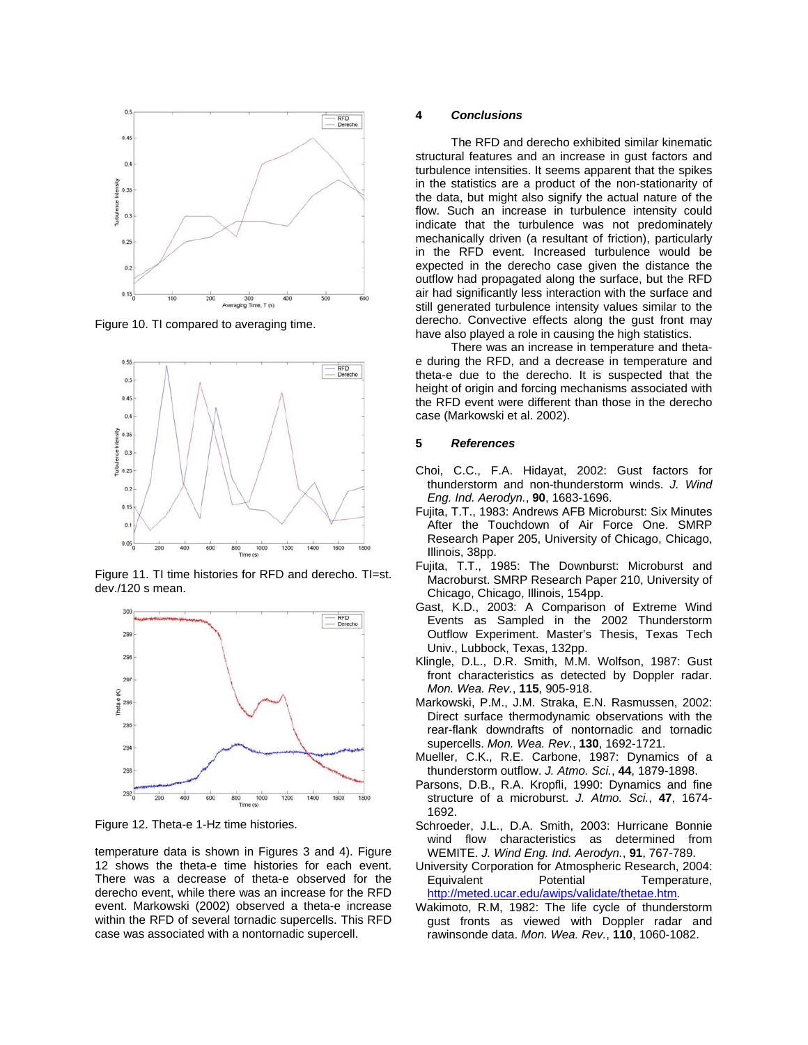0.5
0.45
0.4
0.35
0.3
0.25
0.2
0.15
0
100
200
300
400
500
600
Turbulence Intensity
Averaging Time, T (s)
RFD
Derecho

Figure 10. TI compared to averaging time.

0.55
0.5
0.45
0.4
0.35
0.3
0.25
0.2
0.15
0.1
0.05
0
200
400
600
800
1000
1200
1400
1600
1800
Turbulence Intensity
Time (s)
RFD
Derecho

Figure 11. TI time histories for RFD and derecho. TI=st. dev./120 s mean.

300
299
298
297
296
295
294
293
292
0
200
400
600
800
1000
1200
1400
1600
1800
Theta-e (K)
Time (s)
RFD
Derecho

Figure 12. Theta-e 1-Hz time histories.

temperature data is shown in Figures 3 and 4). Figure 12 shows the theta-e time histories for each event. There was a decrease of theta-e observed for the derecho event, while there was an increase for the RFD event. Markowski (2002) observed a theta-e increase within the RFD of several tornadic supercells. This RFD case was associated with a nontornadic supercell.

## 4 *Conclusions*

The RFD and derecho exhibited similar kinematic structural features and an increase in gust factors and turbulence intensities. It seems apparent that the spikes in the statistics are a product of the non-stationarity of the data, but might also signify the actual nature of the flow. Such an increase in turbulence intensity could indicate that the turbulence was not predominately mechanically driven (a resultant of friction), particularly in the RFD event. Increased turbulence would be expected in the derecho case given the distance the outflow had propagated along the surface, but the RFD air had significantly less interaction with the surface and still generated turbulence intensity values similar to the derecho. Convective effects along the gust front may have also played a role in causing the high statistics.

There was an increase in temperature and theta-e during the RFD, and a decrease in temperature and theta-e due to the derecho. It is suspected that the height of origin and forcing mechanisms associated with the RFD event were different than those in the derecho case (Markowski et al. 2002).

## 5 *References*

Choi, C.C., F.A. Hidayat, 2002: Gust factors for thunderstorm and non-thunderstorm winds. *J. Wind Eng. Ind. Aerodyn.*, **90**, 1683-1696.

Fujita, T.T., 1983: Andrews AFB Microburst: Six Minutes After the Touchdown of Air Force One. SMRP Research Paper 205, University of Chicago, Chicago, Illinois, 38pp.

Fujita, T.T., 1985: The Downburst: Microburst and Macroburst. SMRP Research Paper 210, University of Chicago, Chicago, Illinois, 154pp.

Gast, K.D., 2003: A Comparison of Extreme Wind Events as Sampled in the 2002 Thunderstorm Outflow Experiment. Master's Thesis, Texas Tech Univ., Lubbock, Texas, 132pp.

Klingle, D.L., D.R. Smith, M.M. Wolfson, 1987: Gust front characteristics as detected by Doppler radar. *Mon. Wea. Rev.*, **115**, 905-918.

Markowski, P.M., J.M. Straka, E.N. Rasmussen, 2002: Direct surface thermodynamic observations with the rear-flank downdrafts of nontornadic and tornadic supercells. *Mon. Wea. Rev.*, **130**, 1692-1721.

Mueller, C.K., R.E. Carbone, 1987: Dynamics of a thunderstorm outflow. *J. Atmo. Sci.*, **44**, 1879-1898.

Parsons, D.B., R.A. Kropfli, 1990: Dynamics and fine structure of a microburst. *J. Atmo. Sci.*, **47**, 1674-1692.

Schroeder, J.L., D.A. Smith, 2003: Hurricane Bonnie wind flow characteristics as determined from WEMITE. *J. Wind Eng. Ind. Aerodyn.*, **91**, 767-789.

University Corporation for Atmospheric Research, 2004: Equivalent Potential Temperature, http://meted.ucar.edu/awips/validate/thetae.htm.

Wakimoto, R.M, 1982: The life cycle of thunderstorm gust fronts as viewed with Doppler radar and rawinsonde data. *Mon. Wea. Rev.*, **110**, 1060-1082.